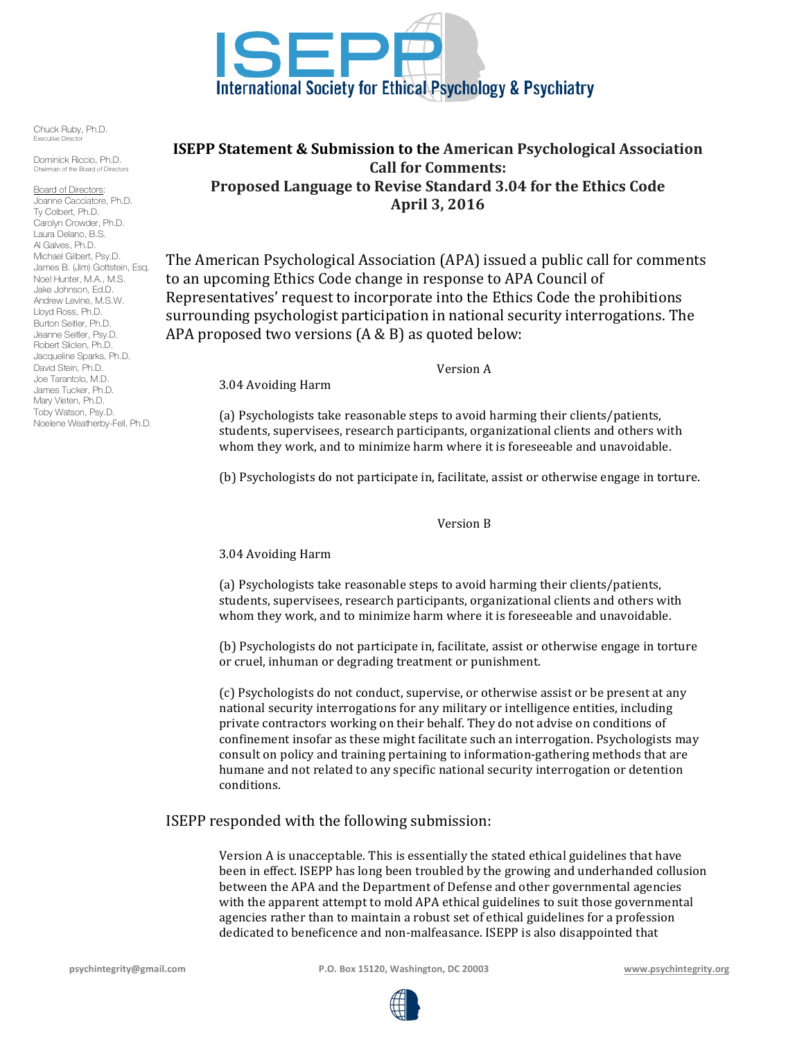# ISEPP

International Society for Ethical Psychology & Psychiatry

Chuck Ruby, Ph.D.
Executive Director

Dominick Riccio, Ph.D.
Chairman of the Board of Directors

Board of Directors:
Joanne Cacciatore, Ph.D.
Ty Colbert, Ph.D.
Carolyn Crowder, Ph.D.
Laura Delano, B.S.
Al Galves, Ph.D.
Michael Gilbert, Psy.D.
James B. (Jim) Gottstein, Esq.
Noel Hunter, M.A., M.S.
Jake Johnson, Ed.D.
Andrew Levine, M.S.W.
Lloyd Ross, Ph.D.
Burton Seitler, Ph.D.
Jeanne Seitler, Psy.D.
Robert Slicien, Ph.D.
Jacqueline Sparks, Ph.D.
David Stein, Ph.D.
Joe Tarantolo, M.D.
James Tucker, Ph.D.
Mary Vieten, Ph.D.
Toby Watson, Psy.D.
Noelene Weatherby-Fell, Ph.D.

## ISEPP Statement & Submission to the American Psychological Association Call for Comments: Proposed Language to Revise Standard 3.04 for the Ethics Code April 3, 2016

The American Psychological Association (APA) issued a public call for comments to an upcoming Ethics Code change in response to APA Council of Representatives' request to incorporate into the Ethics Code the prohibitions surrounding psychologist participation in national security interrogations. The APA proposed two versions (A & B) as quoted below:

> Version A
>
> 3.04 Avoiding Harm
>
> (a) Psychologists take reasonable steps to avoid harming their clients/patients, students, supervisees, research participants, organizational clients and others with whom they work, and to minimize harm where it is foreseeable and unavoidable.
>
> (b) Psychologists do not participate in, facilitate, assist or otherwise engage in torture.
>
> Version B
>
> 3.04 Avoiding Harm
>
> (a) Psychologists take reasonable steps to avoid harming their clients/patients, students, supervisees, research participants, organizational clients and others with whom they work, and to minimize harm where it is foreseeable and unavoidable.
>
> (b) Psychologists do not participate in, facilitate, assist or otherwise engage in torture or cruel, inhuman or degrading treatment or punishment.
>
> (c) Psychologists do not conduct, supervise, or otherwise assist or be present at any national security interrogations for any military or intelligence entities, including private contractors working on their behalf. They do not advise on conditions of confinement insofar as these might facilitate such an interrogation. Psychologists may consult on policy and training pertaining to information-gathering methods that are humane and not related to any specific national security interrogation or detention conditions.

ISEPP responded with the following submission:

> Version A is unacceptable. This is essentially the stated ethical guidelines that have been in effect. ISEPP has long been troubled by the growing and underhanded collusion between the APA and the Department of Defense and other governmental agencies with the apparent attempt to mold APA ethical guidelines to suit those governmental agencies rather than to maintain a robust set of ethical guidelines for a profession dedicated to beneficence and non-malfeasance. ISEPP is also disappointed that

psychintegrity@gmail.com P.O. Box 15120, Washington, DC 20003 www.psychintegrity.org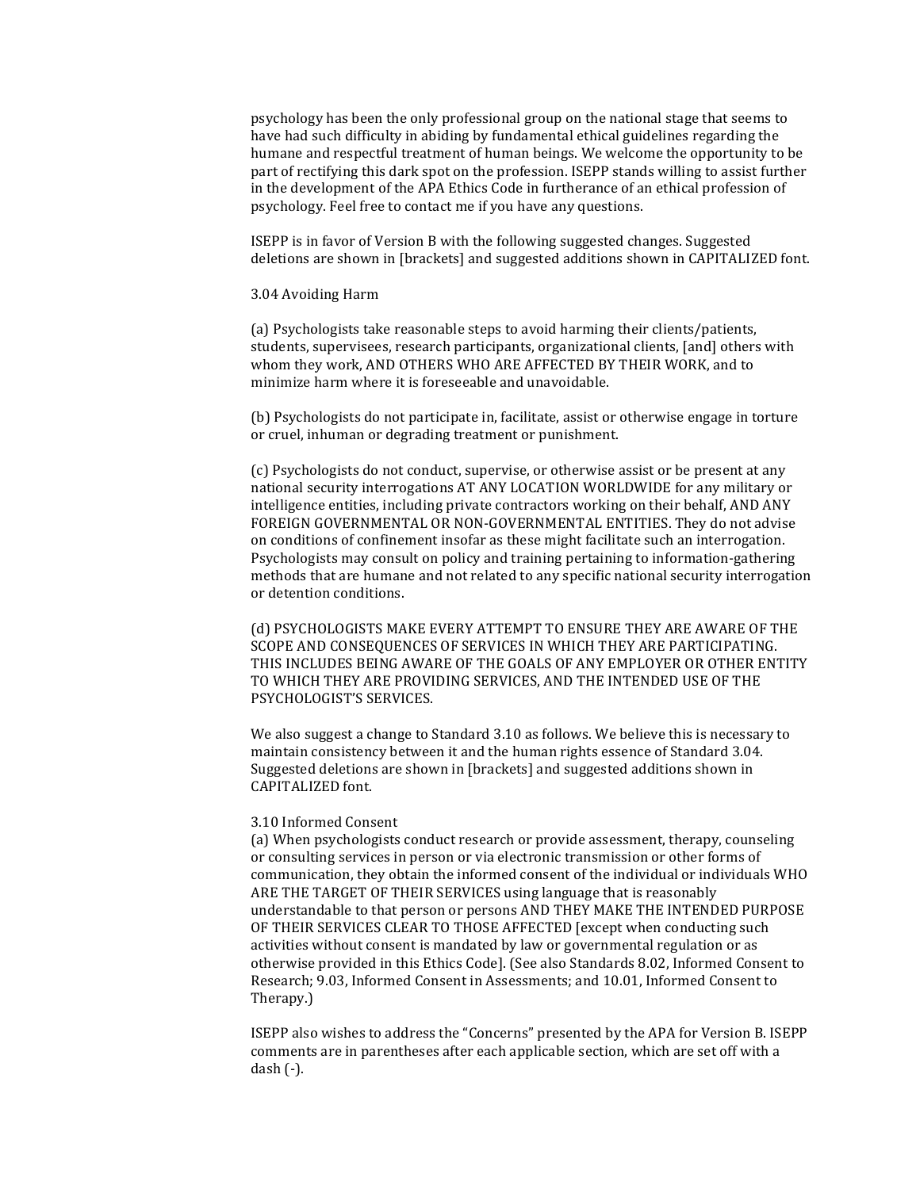psychology has been the only professional group on the national stage that seems to have had such difficulty in abiding by fundamental ethical guidelines regarding the humane and respectful treatment of human beings. We welcome the opportunity to be part of rectifying this dark spot on the profession. ISEPP stands willing to assist further in the development of the APA Ethics Code in furtherance of an ethical profession of psychology. Feel free to contact me if you have any questions.

ISEPP is in favor of Version B with the following suggested changes. Suggested deletions are shown in [brackets] and suggested additions shown in CAPITALIZED font.

3.04 Avoiding Harm

(a) Psychologists take reasonable steps to avoid harming their clients/patients, students, supervisees, research participants, organizational clients, [and] others with whom they work, AND OTHERS WHO ARE AFFECTED BY THEIR WORK, and to minimize harm where it is foreseeable and unavoidable.

(b) Psychologists do not participate in, facilitate, assist or otherwise engage in torture or cruel, inhuman or degrading treatment or punishment.

(c) Psychologists do not conduct, supervise, or otherwise assist or be present at any national security interrogations AT ANY LOCATION WORLDWIDE for any military or intelligence entities, including private contractors working on their behalf, AND ANY FOREIGN GOVERNMENTAL OR NON-GOVERNMENTAL ENTITIES. They do not advise on conditions of confinement insofar as these might facilitate such an interrogation. Psychologists may consult on policy and training pertaining to information-gathering methods that are humane and not related to any specific national security interrogation or detention conditions.

(d) PSYCHOLOGISTS MAKE EVERY ATTEMPT TO ENSURE THEY ARE AWARE OF THE SCOPE AND CONSEQUENCES OF SERVICES IN WHICH THEY ARE PARTICIPATING. THIS INCLUDES BEING AWARE OF THE GOALS OF ANY EMPLOYER OR OTHER ENTITY TO WHICH THEY ARE PROVIDING SERVICES, AND THE INTENDED USE OF THE PSYCHOLOGIST'S SERVICES.

We also suggest a change to Standard 3.10 as follows. We believe this is necessary to maintain consistency between it and the human rights essence of Standard 3.04. Suggested deletions are shown in [brackets] and suggested additions shown in CAPITALIZED font.

3.10 Informed Consent

(a) When psychologists conduct research or provide assessment, therapy, counseling or consulting services in person or via electronic transmission or other forms of communication, they obtain the informed consent of the individual or individuals WHO ARE THE TARGET OF THEIR SERVICES using language that is reasonably understandable to that person or persons AND THEY MAKE THE INTENDED PURPOSE OF THEIR SERVICES CLEAR TO THOSE AFFECTED [except when conducting such activities without consent is mandated by law or governmental regulation or as otherwise provided in this Ethics Code]. (See also Standards 8.02, Informed Consent to Research; 9.03, Informed Consent in Assessments; and 10.01, Informed Consent to Therapy.)

ISEPP also wishes to address the "Concerns" presented by the APA for Version B. ISEPP comments are in parentheses after each applicable section, which are set off with a dash (-).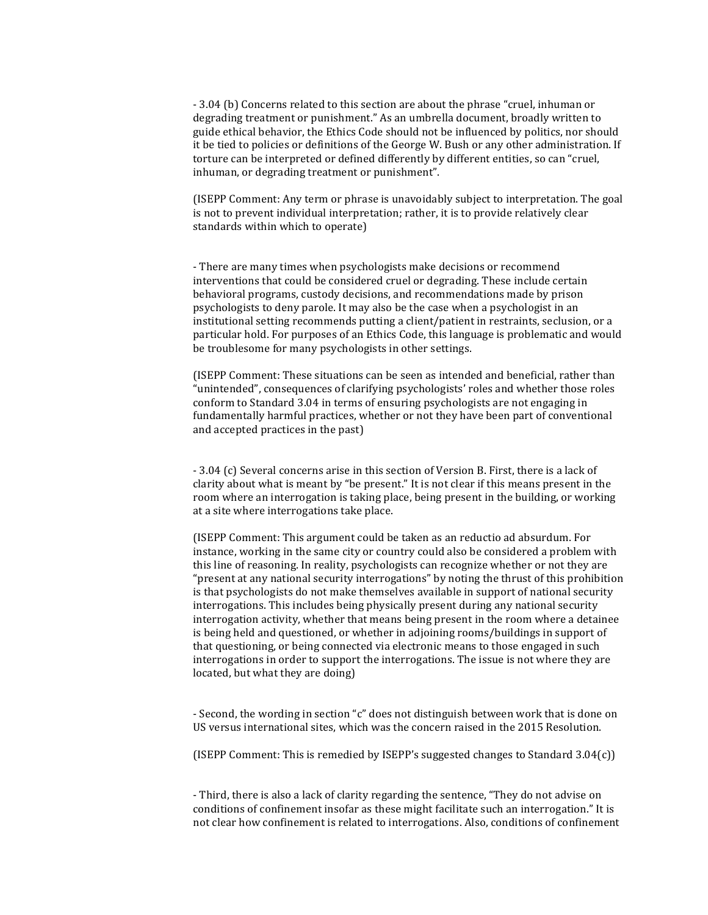- 3.04 (b) Concerns related to this section are about the phrase "cruel, inhuman or degrading treatment or punishment." As an umbrella document, broadly written to guide ethical behavior, the Ethics Code should not be influenced by politics, nor should it be tied to policies or definitions of the George W. Bush or any other administration. If torture can be interpreted or defined differently by different entities, so can "cruel, inhuman, or degrading treatment or punishment".

(ISEPP Comment: Any term or phrase is unavoidably subject to interpretation. The goal is not to prevent individual interpretation; rather, it is to provide relatively clear standards within which to operate)

- There are many times when psychologists make decisions or recommend interventions that could be considered cruel or degrading. These include certain behavioral programs, custody decisions, and recommendations made by prison psychologists to deny parole. It may also be the case when a psychologist in an institutional setting recommends putting a client/patient in restraints, seclusion, or a particular hold. For purposes of an Ethics Code, this language is problematic and would be troublesome for many psychologists in other settings.

(ISEPP Comment: These situations can be seen as intended and beneficial, rather than "unintended", consequences of clarifying psychologists' roles and whether those roles conform to Standard 3.04 in terms of ensuring psychologists are not engaging in fundamentally harmful practices, whether or not they have been part of conventional and accepted practices in the past)

- 3.04 (c) Several concerns arise in this section of Version B. First, there is a lack of clarity about what is meant by "be present." It is not clear if this means present in the room where an interrogation is taking place, being present in the building, or working at a site where interrogations take place.

(ISEPP Comment: This argument could be taken as an reductio ad absurdum. For instance, working in the same city or country could also be considered a problem with this line of reasoning. In reality, psychologists can recognize whether or not they are "present at any national security interrogations" by noting the thrust of this prohibition is that psychologists do not make themselves available in support of national security interrogations. This includes being physically present during any national security interrogation activity, whether that means being present in the room where a detainee is being held and questioned, or whether in adjoining rooms/buildings in support of that questioning, or being connected via electronic means to those engaged in such interrogations in order to support the interrogations. The issue is not where they are located, but what they are doing)

- Second, the wording in section "c" does not distinguish between work that is done on US versus international sites, which was the concern raised in the 2015 Resolution.

(ISEPP Comment: This is remedied by ISEPP's suggested changes to Standard 3.04(c))

- Third, there is also a lack of clarity regarding the sentence, "They do not advise on conditions of confinement insofar as these might facilitate such an interrogation." It is not clear how confinement is related to interrogations. Also, conditions of confinement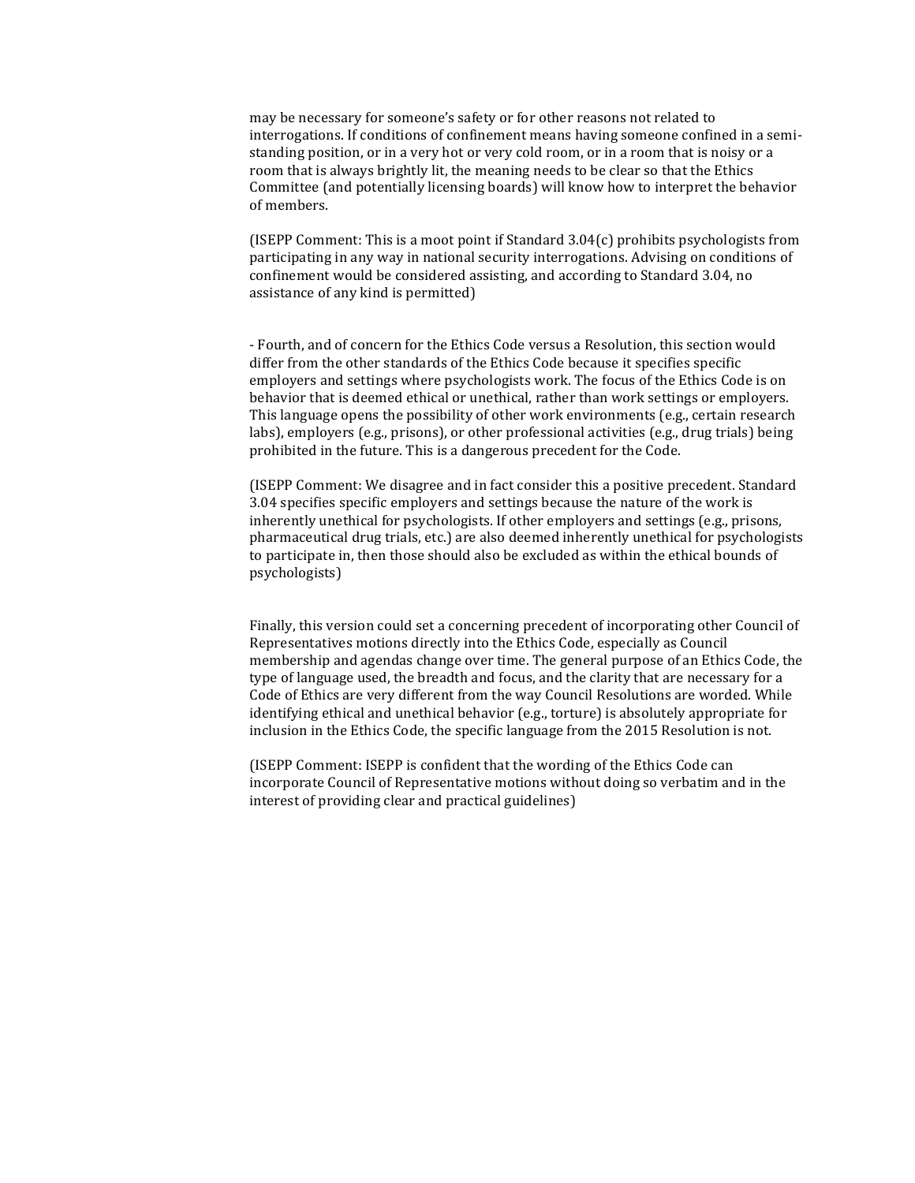may be necessary for someone's safety or for other reasons not related to interrogations. If conditions of confinement means having someone confined in a semi-standing position, or in a very hot or very cold room, or in a room that is noisy or a room that is always brightly lit, the meaning needs to be clear so that the Ethics Committee (and potentially licensing boards) will know how to interpret the behavior of members.

(ISEPP Comment: This is a moot point if Standard 3.04(c) prohibits psychologists from participating in any way in national security interrogations. Advising on conditions of confinement would be considered assisting, and according to Standard 3.04, no assistance of any kind is permitted)

- Fourth, and of concern for the Ethics Code versus a Resolution, this section would differ from the other standards of the Ethics Code because it specifies specific employers and settings where psychologists work. The focus of the Ethics Code is on behavior that is deemed ethical or unethical, rather than work settings or employers. This language opens the possibility of other work environments (e.g., certain research labs), employers (e.g., prisons), or other professional activities (e.g., drug trials) being prohibited in the future. This is a dangerous precedent for the Code.

(ISEPP Comment: We disagree and in fact consider this a positive precedent. Standard 3.04 specifies specific employers and settings because the nature of the work is inherently unethical for psychologists. If other employers and settings (e.g., prisons, pharmaceutical drug trials, etc.) are also deemed inherently unethical for psychologists to participate in, then those should also be excluded as within the ethical bounds of psychologists)

Finally, this version could set a concerning precedent of incorporating other Council of Representatives motions directly into the Ethics Code, especially as Council membership and agendas change over time. The general purpose of an Ethics Code, the type of language used, the breadth and focus, and the clarity that are necessary for a Code of Ethics are very different from the way Council Resolutions are worded. While identifying ethical and unethical behavior (e.g., torture) is absolutely appropriate for inclusion in the Ethics Code, the specific language from the 2015 Resolution is not.

(ISEPP Comment: ISEPP is confident that the wording of the Ethics Code can incorporate Council of Representative motions without doing so verbatim and in the interest of providing clear and practical guidelines)